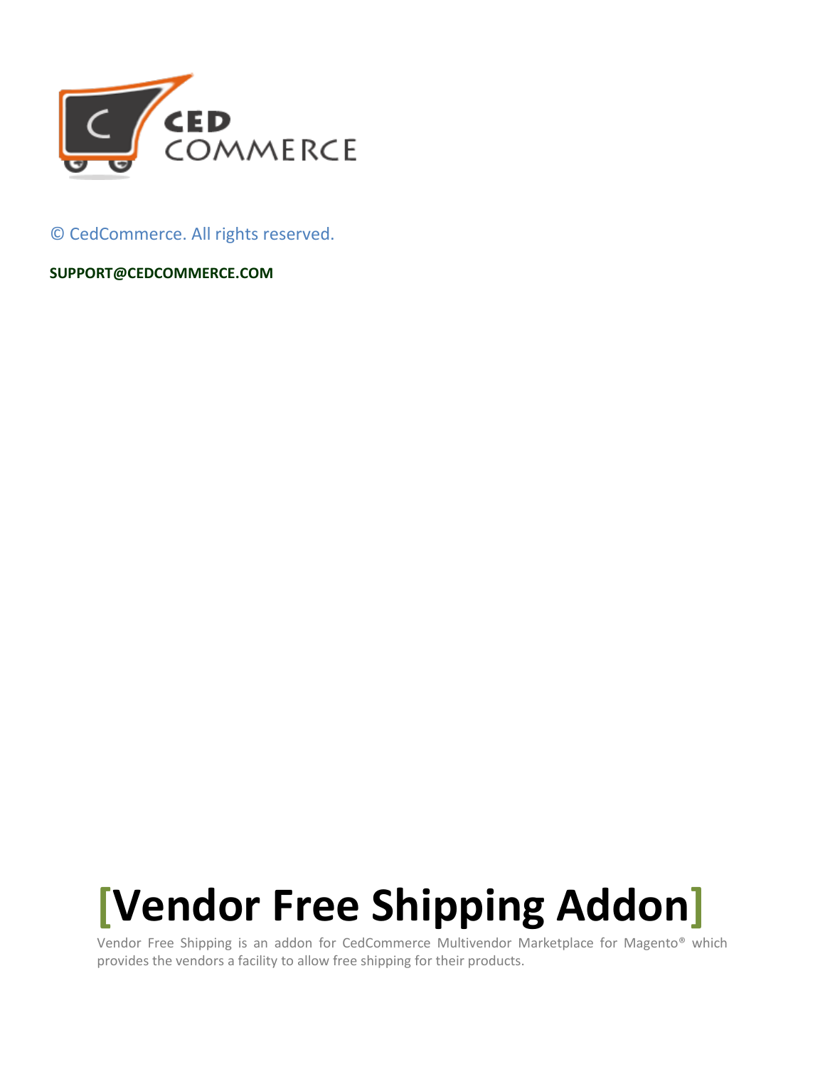© CedCommerce. All rights reserved.

**SUPPORT@CEDCOMMERCE.COM**

# [Vendor Free Shipping Addon]

Vendor Free Shipping is an addon for CedCommerce Multivendor Marketplace for Magento® which provides the vendors a facility to allow free shipping for their products.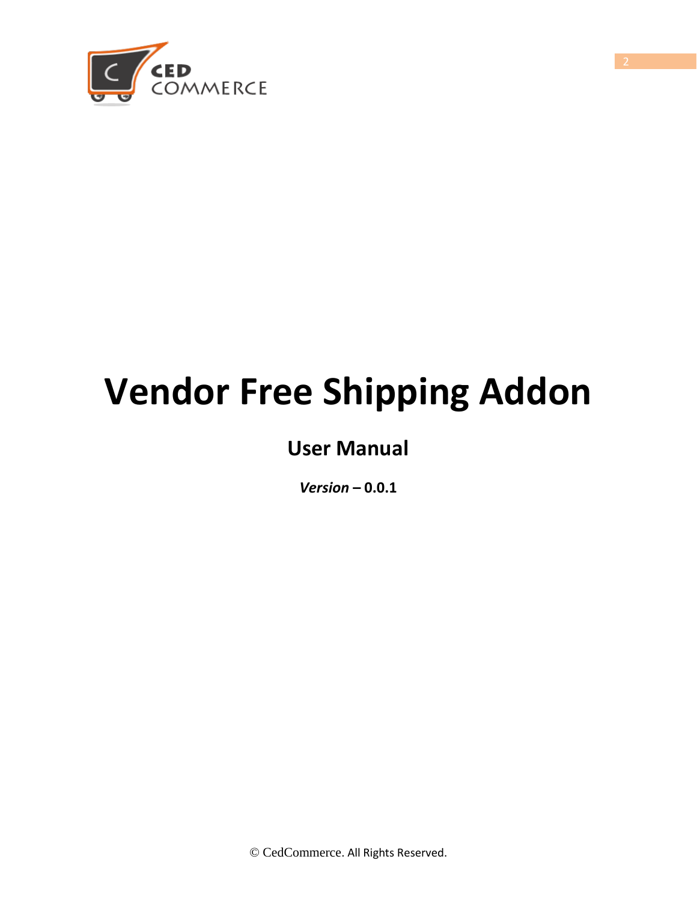# Vendor Free Shipping Addon

## User Manual

***Version* – 0.0.1**

© CedCommerce. All Rights Reserved.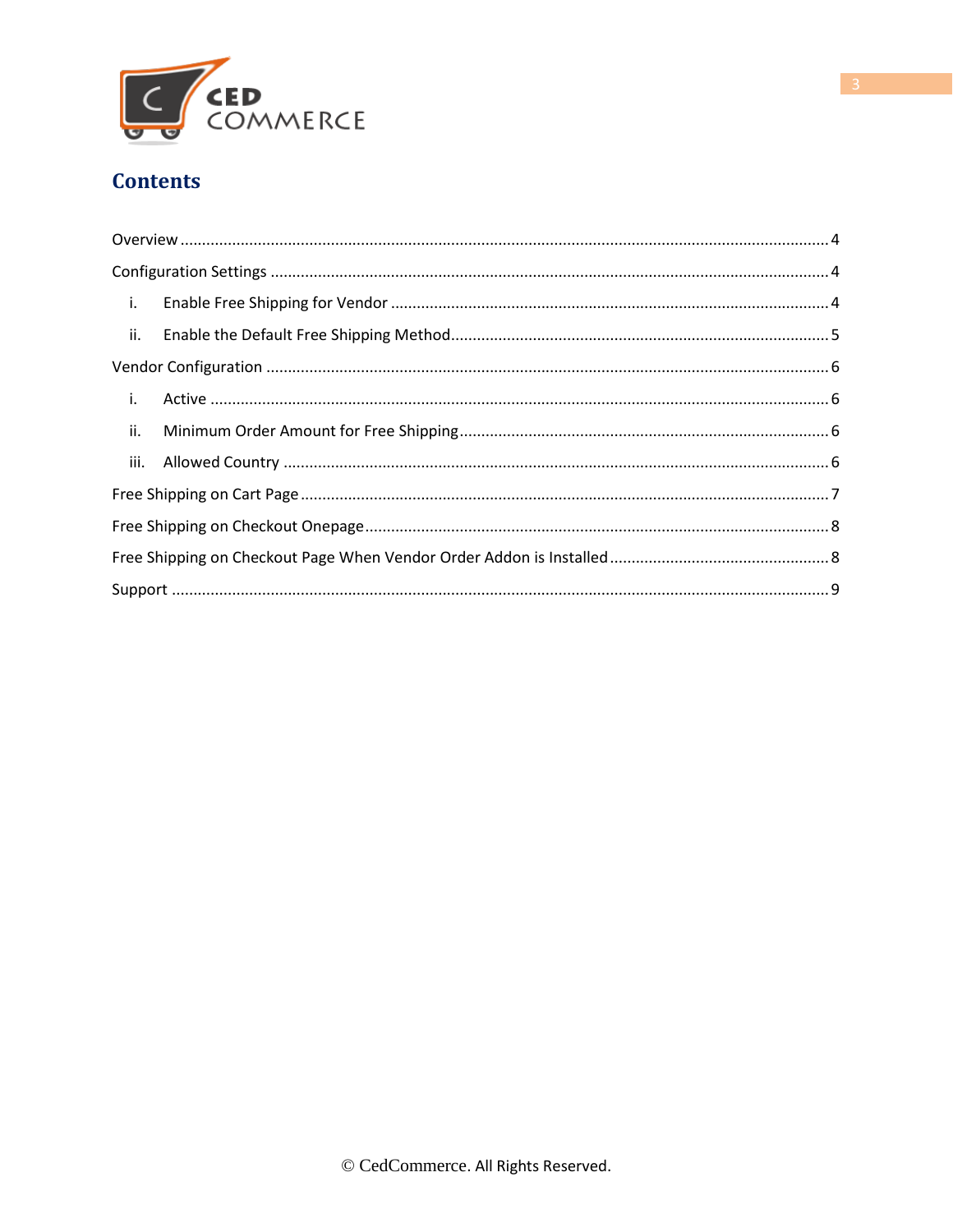# Contents

Overview .... 4

Configuration Settings .... 4

- i. Enable Free Shipping for Vendor .... 4
- ii. Enable the Default Free Shipping Method .... 5

Vendor Configuration .... 6

- i. Active .... 6
- ii. Minimum Order Amount for Free Shipping .... 6
- iii. Allowed Country .... 6

Free Shipping on Cart Page .... 7

Free Shipping on Checkout Onepage .... 8

Free Shipping on Checkout Page When Vendor Order Addon is Installed .... 8

Support .... 9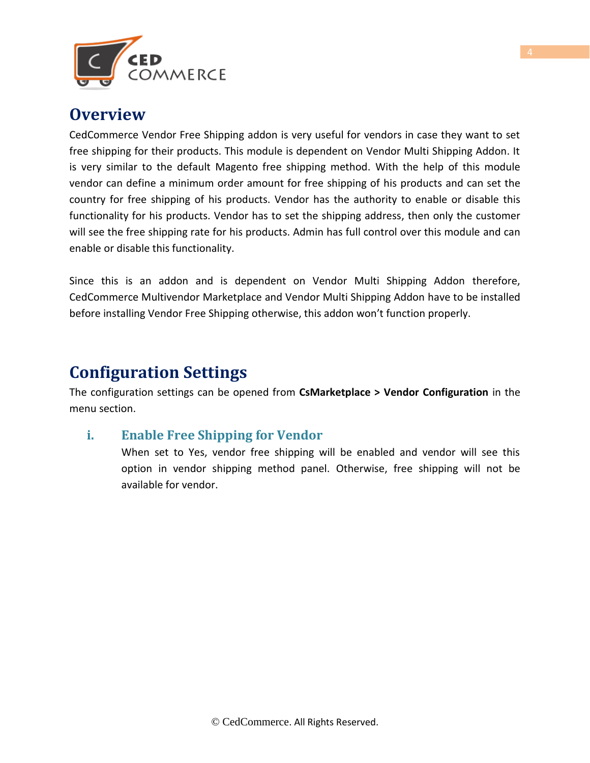# Overview

CedCommerce Vendor Free Shipping addon is very useful for vendors in case they want to set free shipping for their products. This module is dependent on Vendor Multi Shipping Addon. It is very similar to the default Magento free shipping method. With the help of this module vendor can define a minimum order amount for free shipping of his products and can set the country for free shipping of his products. Vendor has the authority to enable or disable this functionality for his products. Vendor has to set the shipping address, then only the customer will see the free shipping rate for his products. Admin has full control over this module and can enable or disable this functionality.

Since this is an addon and is dependent on Vendor Multi Shipping Addon therefore, CedCommerce Multivendor Marketplace and Vendor Multi Shipping Addon have to be installed before installing Vendor Free Shipping otherwise, this addon won't function properly.

# Configuration Settings

The configuration settings can be opened from **CsMarketplace > Vendor Configuration** in the menu section.

## i. Enable Free Shipping for Vendor

When set to Yes, vendor free shipping will be enabled and vendor will see this option in vendor shipping method panel. Otherwise, free shipping will not be available for vendor.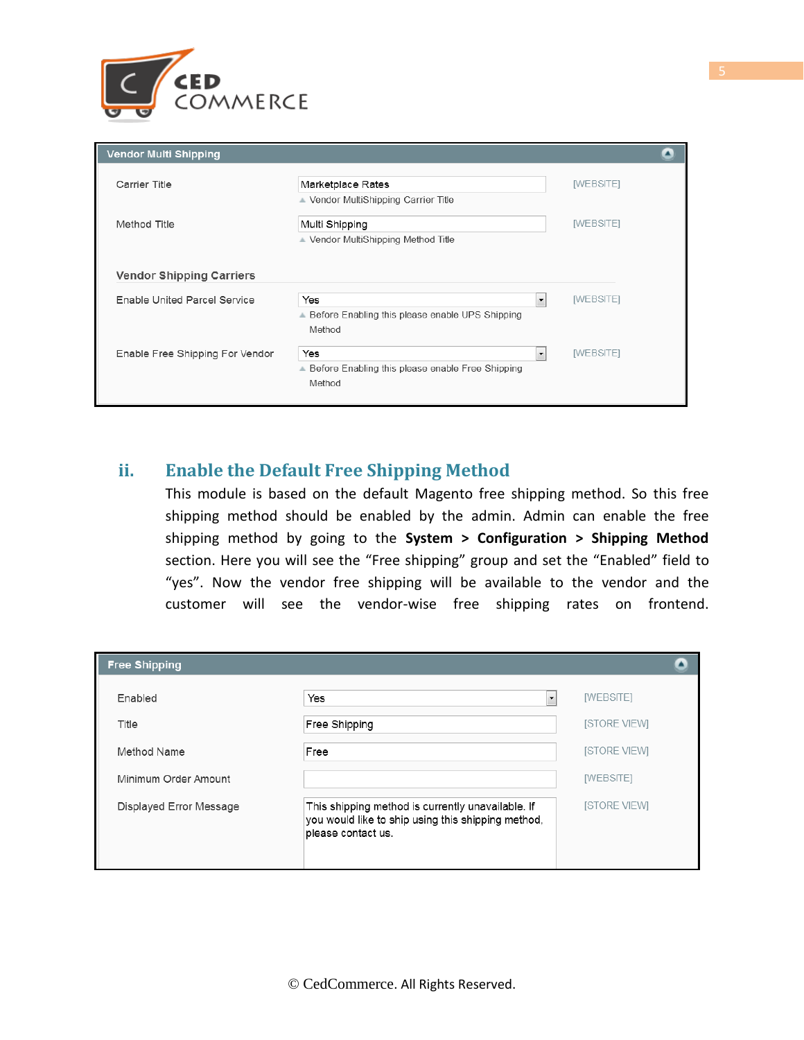**Vendor Multi Shipping**

| | | |
|---|---|---|
| Carrier Title | Marketplace Rates<br>▲ Vendor MultiShipping Carrier Title | [WEBSITE] |
| Method Title | Multi Shipping<br>▲ Vendor MultiShipping Method Title | [WEBSITE] |

**Vendor Shipping Carriers**

| | | |
|---|---|---|
| Enable United Parcel Service | Yes<br>▲ Before Enabling this please enable UPS Shipping Method | [WEBSITE] |
| Enable Free Shipping For Vendor | Yes<br>▲ Before Enabling this please enable Free Shipping Method | [WEBSITE] |

## ii. Enable the Default Free Shipping Method

This module is based on the default Magento free shipping method. So this free shipping method should be enabled by the admin. Admin can enable the free shipping method by going to the **System > Configuration > Shipping Method** section. Here you will see the "Free shipping" group and set the "Enabled" field to "yes". Now the vendor free shipping will be available to the vendor and the customer will see the vendor-wise free shipping rates on frontend.

**Free Shipping**

| | | |
|---|---|---|
| Enabled | Yes | [WEBSITE] |
| Title | Free Shipping | [STORE VIEW] |
| Method Name | Free | [STORE VIEW] |
| Minimum Order Amount | | [WEBSITE] |
| Displayed Error Message | This shipping method is currently unavailable. If you would like to ship using this shipping method, please contact us. | [STORE VIEW] |

© CedCommerce. All Rights Reserved.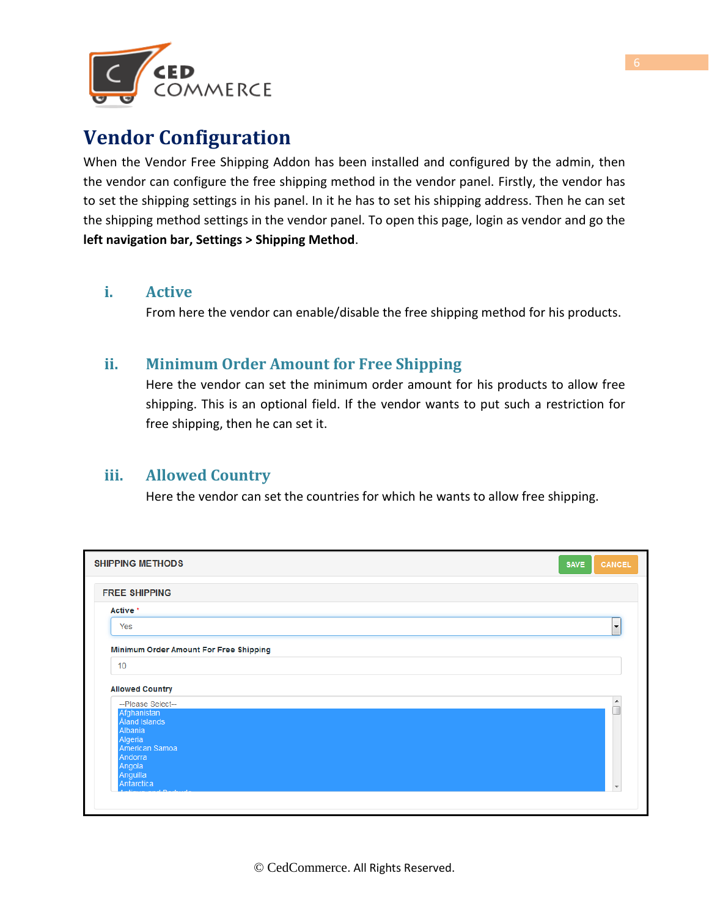# Vendor Configuration

When the Vendor Free Shipping Addon has been installed and configured by the admin, then the vendor can configure the free shipping method in the vendor panel. Firstly, the vendor has to set the shipping settings in his panel. In it he has to set his shipping address. Then he can set the shipping method settings in the vendor panel. To open this page, login as vendor and go the **left navigation bar, Settings > Shipping Method**.

## i. Active

From here the vendor can enable/disable the free shipping method for his products.

## ii. Minimum Order Amount for Free Shipping

Here the vendor can set the minimum order amount for his products to allow free shipping. This is an optional field. If the vendor wants to put such a restriction for free shipping, then he can set it.

## iii. Allowed Country

Here the vendor can set the countries for which he wants to allow free shipping.

SHIPPING METHODS SAVE CANCEL

FREE SHIPPING

Active *

Yes

Minimum Order Amount For Free Shipping

10

Allowed Country

--Please Select--
Afghanistan
Åland Islands
Albania
Algeria
American Samoa
Andorra
Angola
Anguilla
Antarctica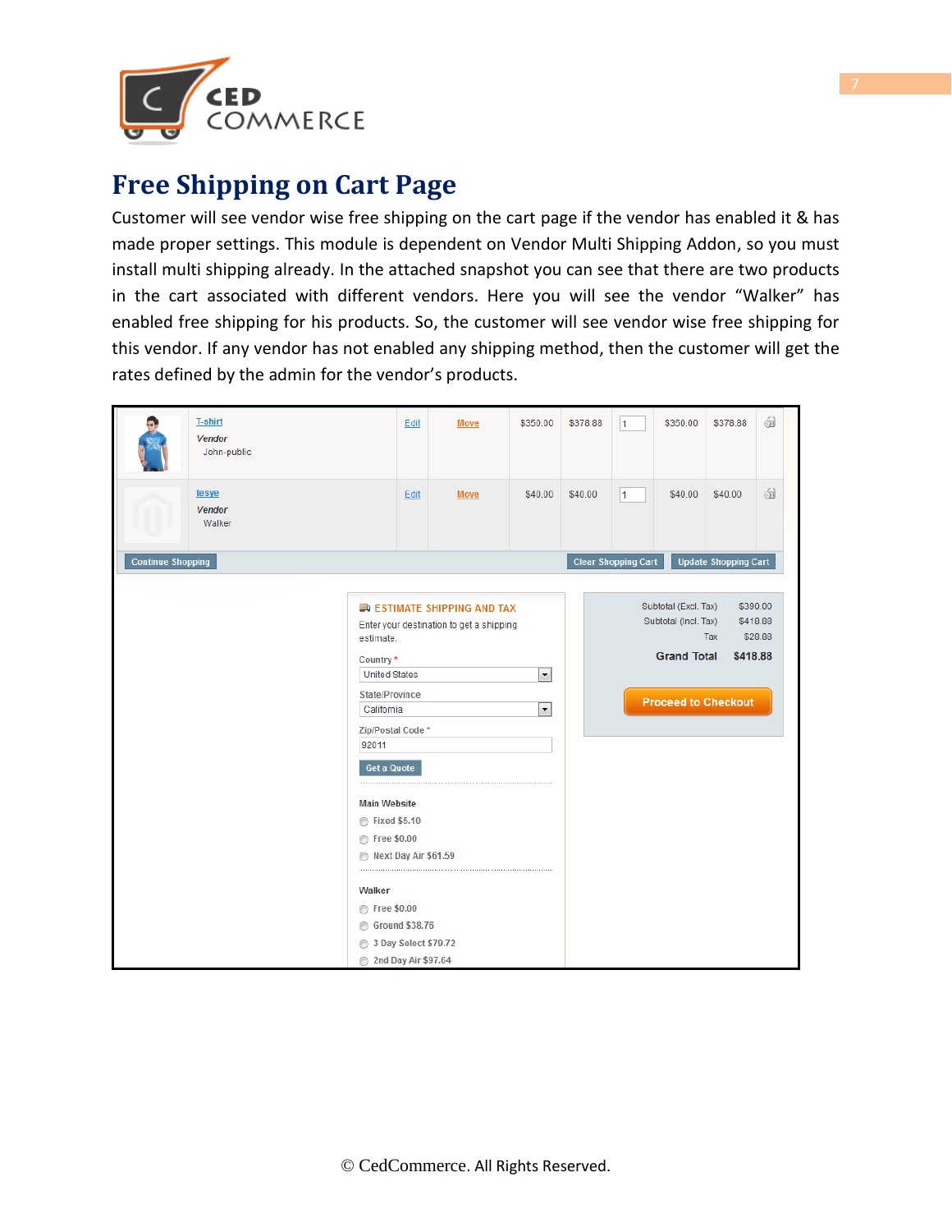# Free Shipping on Cart Page

Customer will see vendor wise free shipping on the cart page if the vendor has enabled it & has made proper settings. This module is dependent on Vendor Multi Shipping Addon, so you must install multi shipping already. In the attached snapshot you can see that there are two products in the cart associated with different vendors. Here you will see the vendor "Walker" has enabled free shipping for his products. So, the customer will see vendor wise free shipping for this vendor. If any vendor has not enabled any shipping method, then the customer will get the rates defined by the admin for the vendor's products.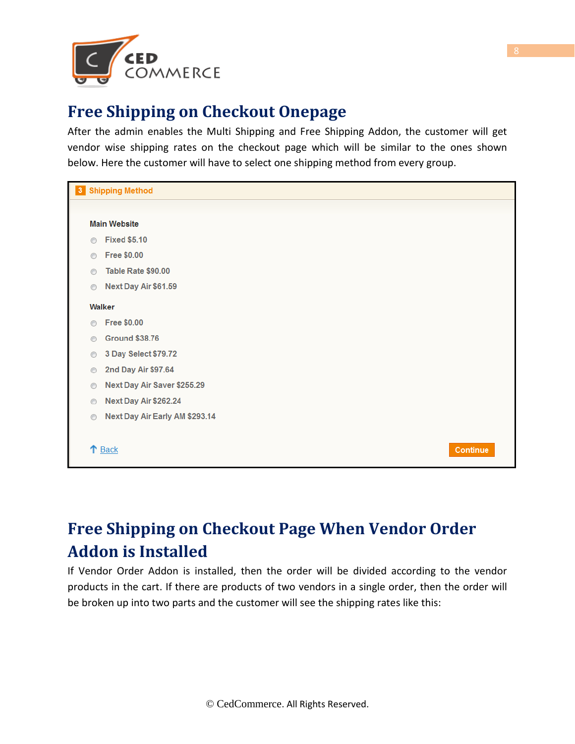## Free Shipping on Checkout Onepage

After the admin enables the Multi Shipping and Free Shipping Addon, the customer will get vendor wise shipping rates on the checkout page which will be similar to the ones shown below. Here the customer will have to select one shipping method from every group.

**3 Shipping Method**

**Main Website**

- Fixed $5.10
- Free $0.00
- Table Rate $90.00
- Next Day Air $61.59

**Walker**

- Free $0.00
- Ground $38.76
- 3 Day Select $79.72
- 2nd Day Air $97.64
- Next Day Air Saver $255.29
- Next Day Air $262.24
- Next Day Air Early AM $293.14

Back | Continue

## Free Shipping on Checkout Page When Vendor Order Addon is Installed

If Vendor Order Addon is installed, then the order will be divided according to the vendor products in the cart. If there are products of two vendors in a single order, then the order will be broken up into two parts and the customer will see the shipping rates like this:

© CedCommerce. All Rights Reserved.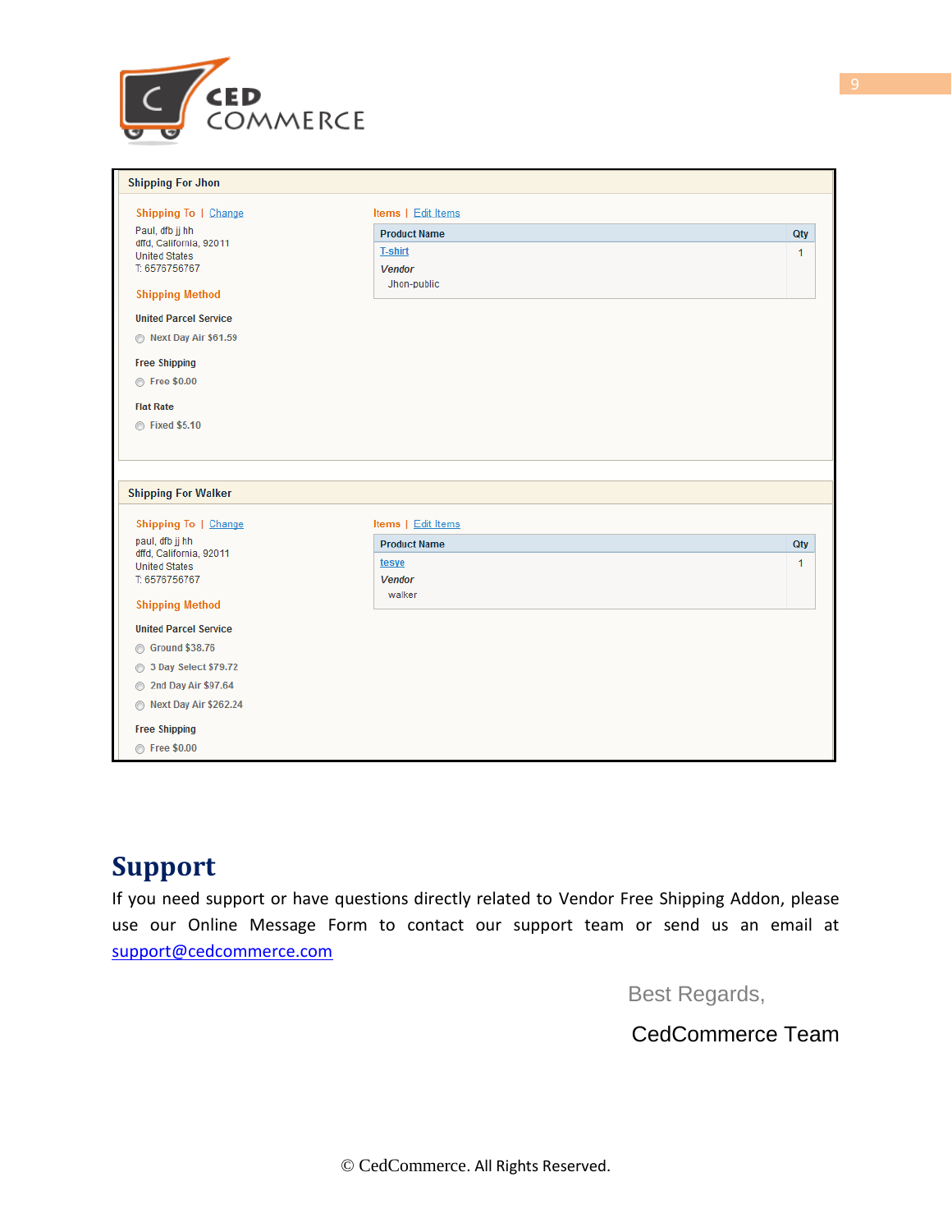**Shipping For Jhon**

**Shipping To** | Change

Paul, dfb jj hh
dffd, California, 92011
United States
T: 6576756767

**Shipping Method**

United Parcel Service

- Next Day Air $61.59

Free Shipping

- Free $0.00

Flat Rate

- Fixed $5.10

**Items** | Edit Items

| Product Name | Qty |
| --- | --- |
| T-shirt<br>*Vendor*<br>Jhon-public | 1 |

**Shipping For Walker**

**Shipping To** | Change

paul, dfb jj hh
dffd, California, 92011
United States
T: 6576756767

**Shipping Method**

United Parcel Service

- Ground $38.76
- 3 Day Select $79.72
- 2nd Day Air $97.64
- Next Day Air $262.24

Free Shipping

- Free $0.00

**Items** | Edit Items

| Product Name | Qty |
| --- | --- |
| tesye<br>*Vendor*<br>walker | 1 |

# Support

If you need support or have questions directly related to Vendor Free Shipping Addon, please use our Online Message Form to contact our support team or send us an email at support@cedcommerce.com

Best Regards,

CedCommerce Team

© CedCommerce. All Rights Reserved.